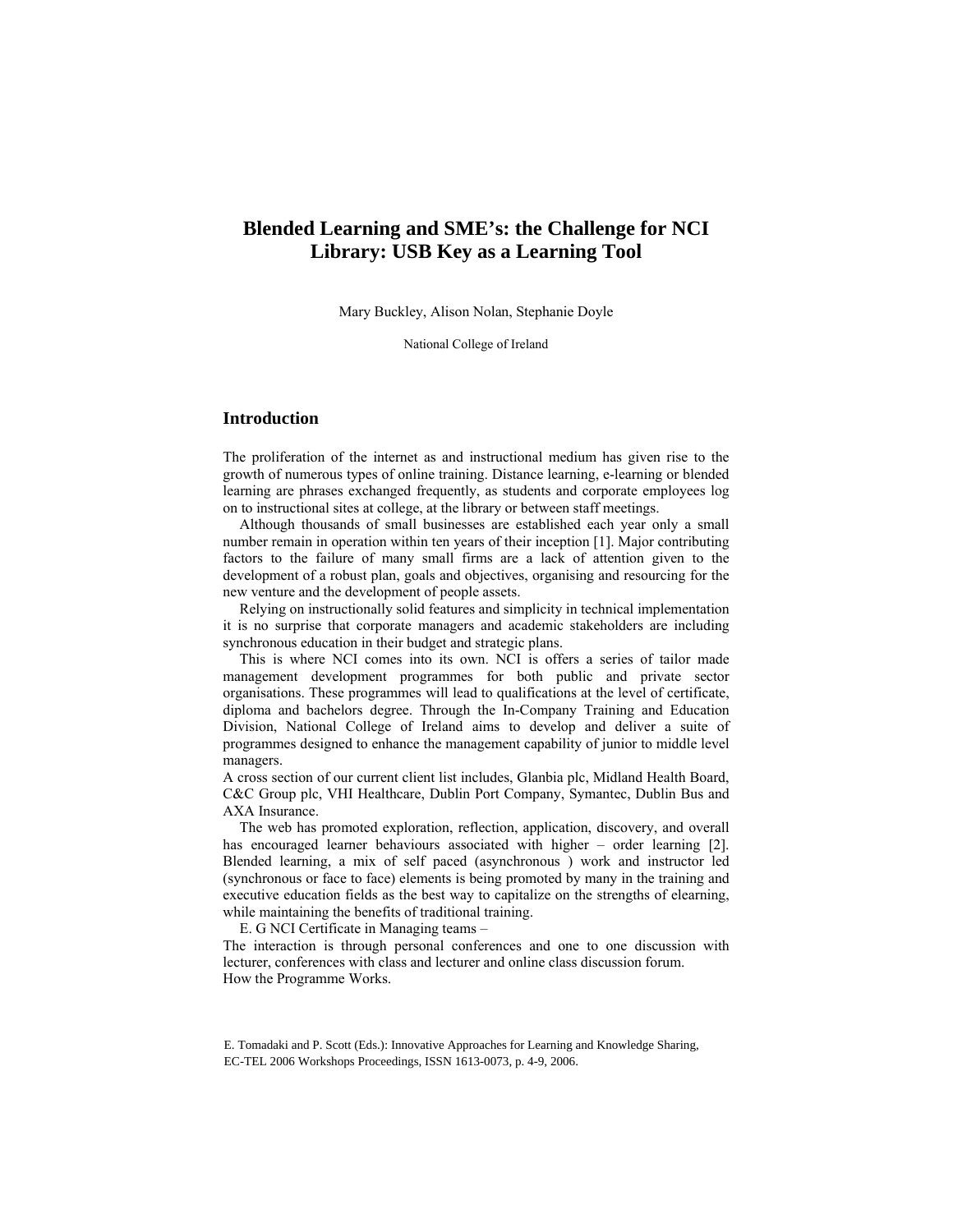# Blended Learning and SME's: the Challenge for NCI Library: USB Key as a Learning Tool

Mary Buckley, Alison Nolan, Stephanie Doyle

National College of Ireland

## Introduction

The proliferation of the internet as and instructional medium has given rise to the growth of numerous types of online training. Distance learning, e-learning or blended learning are phrases exchanged frequently, as students and corporate employees log on to instructional sites at college, at the library or between staff meetings.

Although thousands of small businesses are established each year only a small number remain in operation within ten years of their inception [1]. Major contributing factors to the failure of many small firms are a lack of attention given to the development of a robust plan, goals and objectives, organising and resourcing for the new venture and the development of people assets.

Relying on instructionally solid features and simplicity in technical implementation it is no surprise that corporate managers and academic stakeholders are including synchronous education in their budget and strategic plans.

This is where NCI comes into its own. NCI is offers a series of tailor made management development programmes for both public and private sector organisations. These programmes will lead to qualifications at the level of certificate, diploma and bachelors degree. Through the In-Company Training and Education Division, National College of Ireland aims to develop and deliver a suite of programmes designed to enhance the management capability of junior to middle level managers.

A cross section of our current client list includes, Glanbia plc, Midland Health Board, C&C Group plc, VHI Healthcare, Dublin Port Company, Symantec, Dublin Bus and AXA Insurance.

The web has promoted exploration, reflection, application, discovery, and overall has encouraged learner behaviours associated with higher – order learning [2]. Blended learning, a mix of self paced (asynchronous ) work and instructor led (synchronous or face to face) elements is being promoted by many in the training and executive education fields as the best way to capitalize on the strengths of elearning, while maintaining the benefits of traditional training.

E. G NCI Certificate in Managing teams –

The interaction is through personal conferences and one to one discussion with lecturer, conferences with class and lecturer and online class discussion forum.

How the Programme Works.

E. Tomadaki and P. Scott (Eds.): Innovative Approaches for Learning and Knowledge Sharing, EC-TEL 2006 Workshops Proceedings, ISSN 1613-0073, p. 4-9, 2006.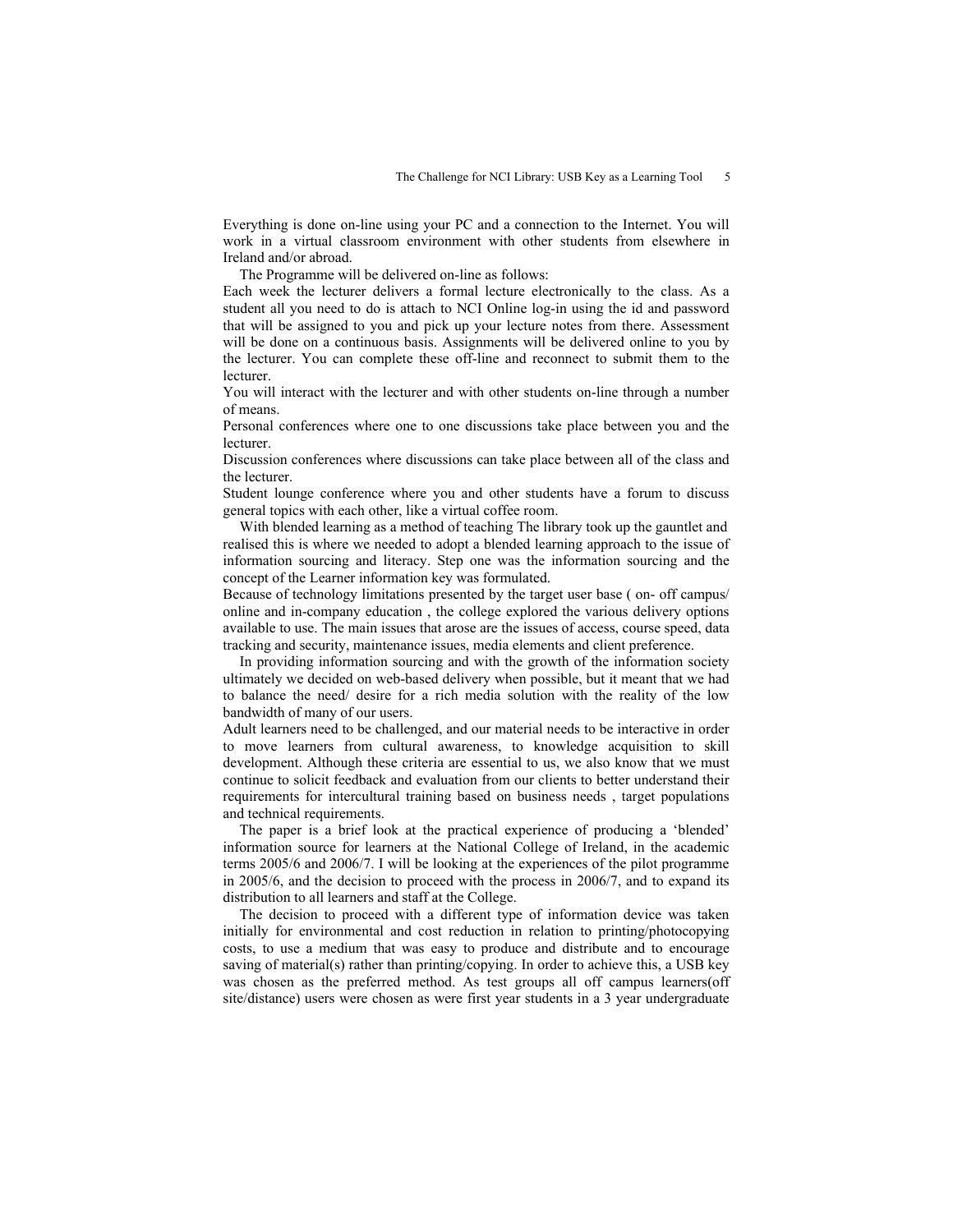Everything is done on-line using your PC and a connection to the Internet. You will work in a virtual classroom environment with other students from elsewhere in Ireland and/or abroad.

The Programme will be delivered on-line as follows:

Each week the lecturer delivers a formal lecture electronically to the class. As a student all you need to do is attach to NCI Online log-in using the id and password that will be assigned to you and pick up your lecture notes from there. Assessment will be done on a continuous basis. Assignments will be delivered online to you by the lecturer. You can complete these off-line and reconnect to submit them to the lecturer.

You will interact with the lecturer and with other students on-line through a number of means.

Personal conferences where one to one discussions take place between you and the lecturer.

Discussion conferences where discussions can take place between all of the class and the lecturer.

Student lounge conference where you and other students have a forum to discuss general topics with each other, like a virtual coffee room.

With blended learning as a method of teaching The library took up the gauntlet and realised this is where we needed to adopt a blended learning approach to the issue of information sourcing and literacy. Step one was the information sourcing and the concept of the Learner information key was formulated.

Because of technology limitations presented by the target user base ( on- off campus/ online and in-company education , the college explored the various delivery options available to use. The main issues that arose are the issues of access, course speed, data tracking and security, maintenance issues, media elements and client preference.

In providing information sourcing and with the growth of the information society ultimately we decided on web-based delivery when possible, but it meant that we had to balance the need/ desire for a rich media solution with the reality of the low bandwidth of many of our users.

Adult learners need to be challenged, and our material needs to be interactive in order to move learners from cultural awareness, to knowledge acquisition to skill development. Although these criteria are essential to us, we also know that we must continue to solicit feedback and evaluation from our clients to better understand their requirements for intercultural training based on business needs , target populations and technical requirements.

The paper is a brief look at the practical experience of producing a 'blended' information source for learners at the National College of Ireland, in the academic terms 2005/6 and 2006/7. I will be looking at the experiences of the pilot programme in 2005/6, and the decision to proceed with the process in 2006/7, and to expand its distribution to all learners and staff at the College.

The decision to proceed with a different type of information device was taken initially for environmental and cost reduction in relation to printing/photocopying costs, to use a medium that was easy to produce and distribute and to encourage saving of material(s) rather than printing/copying. In order to achieve this, a USB key was chosen as the preferred method. As test groups all off campus learners(off site/distance) users were chosen as were first year students in a 3 year undergraduate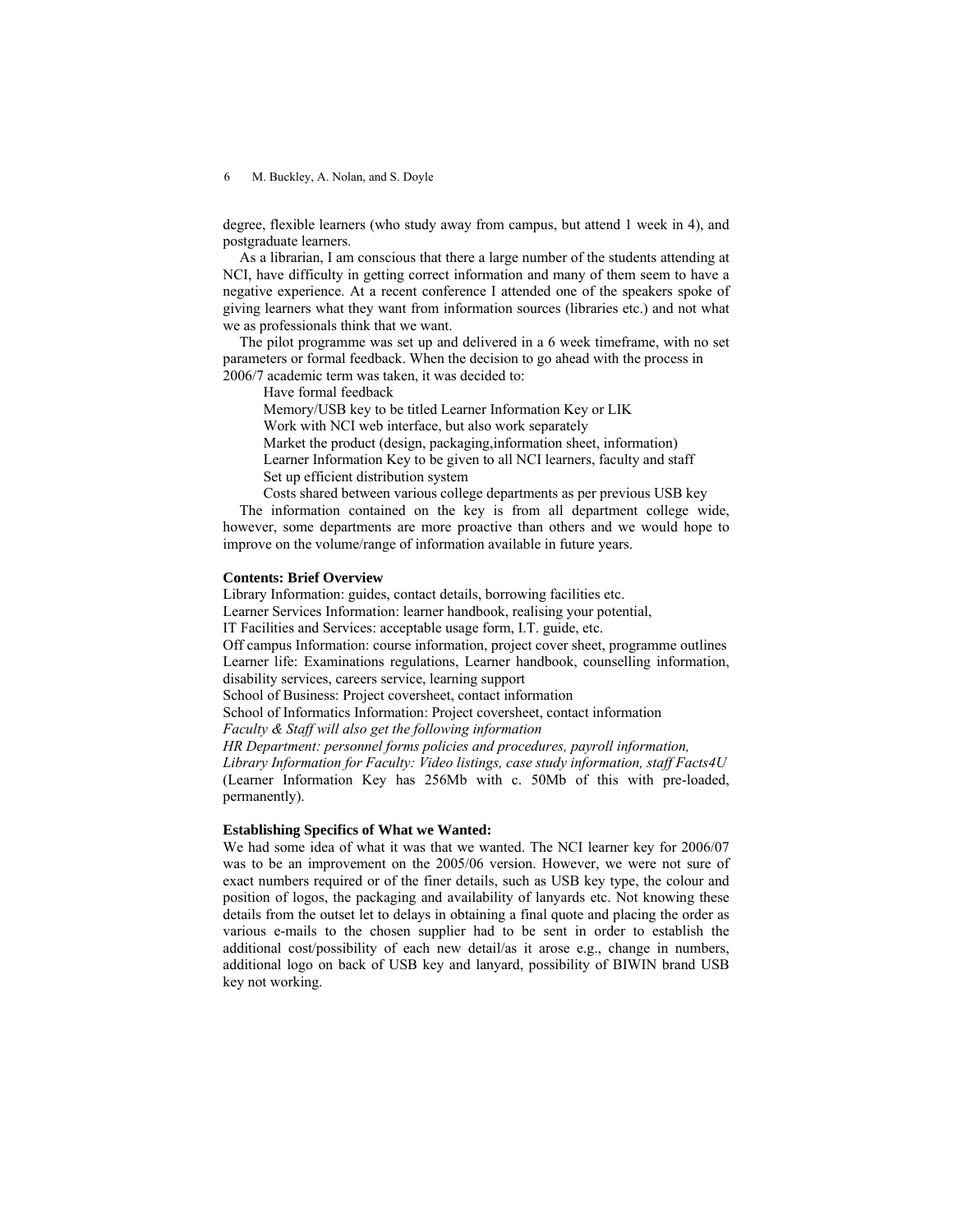degree, flexible learners (who study away from campus, but attend 1 week in 4), and postgraduate learners.

As a librarian, I am conscious that there a large number of the students attending at NCI, have difficulty in getting correct information and many of them seem to have a negative experience. At a recent conference I attended one of the speakers spoke of giving learners what they want from information sources (libraries etc.) and not what we as professionals think that we want.

The pilot programme was set up and delivered in a 6 week timeframe, with no set parameters or formal feedback. When the decision to go ahead with the process in 2006/7 academic term was taken, it was decided to:

- Have formal feedback
- Memory/USB key to be titled Learner Information Key or LIK
- Work with NCI web interface, but also work separately
- Market the product (design, packaging,information sheet, information)
- Learner Information Key to be given to all NCI learners, faculty and staff
- Set up efficient distribution system
- Costs shared between various college departments as per previous USB key

The information contained on the key is from all department college wide, however, some departments are more proactive than others and we would hope to improve on the volume/range of information available in future years.

**Contents: Brief Overview**

Library Information: guides, contact details, borrowing facilities etc.
Learner Services Information: learner handbook, realising your potential,
IT Facilities and Services: acceptable usage form, I.T. guide, etc.
Off campus Information: course information, project cover sheet, programme outlines
Learner life: Examinations regulations, Learner handbook, counselling information, disability services, careers service, learning support
School of Business: Project coversheet, contact information
School of Informatics Information: Project coversheet, contact information
*Faculty & Staff will also get the following information*
*HR Department: personnel forms policies and procedures, payroll information,*
*Library Information for Faculty: Video listings, case study information, staff Facts4U*
(Learner Information Key has 256Mb with c. 50Mb of this with pre-loaded, permanently).

**Establishing Specifics of What we Wanted:**

We had some idea of what it was that we wanted. The NCI learner key for 2006/07 was to be an improvement on the 2005/06 version. However, we were not sure of exact numbers required or of the finer details, such as USB key type, the colour and position of logos, the packaging and availability of lanyards etc. Not knowing these details from the outset let to delays in obtaining a final quote and placing the order as various e-mails to the chosen supplier had to be sent in order to establish the additional cost/possibility of each new detail/as it arose e.g., change in numbers, additional logo on back of USB key and lanyard, possibility of BIWIN brand USB key not working.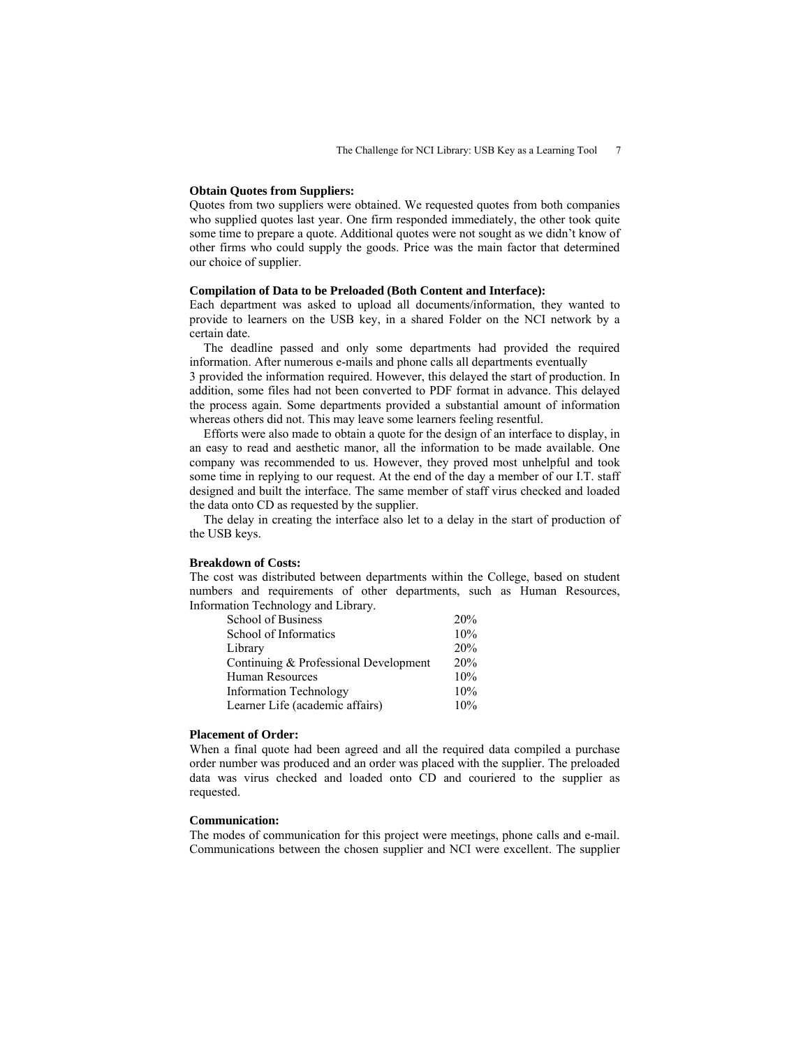**Obtain Quotes from Suppliers:**

Quotes from two suppliers were obtained. We requested quotes from both companies who supplied quotes last year. One firm responded immediately, the other took quite some time to prepare a quote. Additional quotes were not sought as we didn't know of other firms who could supply the goods. Price was the main factor that determined our choice of supplier.

**Compilation of Data to be Preloaded (Both Content and Interface):**

Each department was asked to upload all documents/information, they wanted to provide to learners on the USB key, in a shared Folder on the NCI network by a certain date.

The deadline passed and only some departments had provided the required information. After numerous e-mails and phone calls all departments eventually 3 provided the information required. However, this delayed the start of production. In addition, some files had not been converted to PDF format in advance. This delayed the process again. Some departments provided a substantial amount of information whereas others did not. This may leave some learners feeling resentful.

Efforts were also made to obtain a quote for the design of an interface to display, in an easy to read and aesthetic manor, all the information to be made available. One company was recommended to us. However, they proved most unhelpful and took some time in replying to our request. At the end of the day a member of our I.T. staff designed and built the interface. The same member of staff virus checked and loaded the data onto CD as requested by the supplier.

The delay in creating the interface also let to a delay in the start of production of the USB keys.

**Breakdown of Costs:**

The cost was distributed between departments within the College, based on student numbers and requirements of other departments, such as Human Resources, Information Technology and Library.

| | |
|---|---|
| School of Business | 20% |
| School of Informatics | 10% |
| Library | 20% |
| Continuing & Professional Development | 20% |
| Human Resources | 10% |
| Information Technology | 10% |
| Learner Life (academic affairs) | 10% |

**Placement of Order:**

When a final quote had been agreed and all the required data compiled a purchase order number was produced and an order was placed with the supplier. The preloaded data was virus checked and loaded onto CD and couriered to the supplier as requested.

**Communication:**

The modes of communication for this project were meetings, phone calls and e-mail. Communications between the chosen supplier and NCI were excellent. The supplier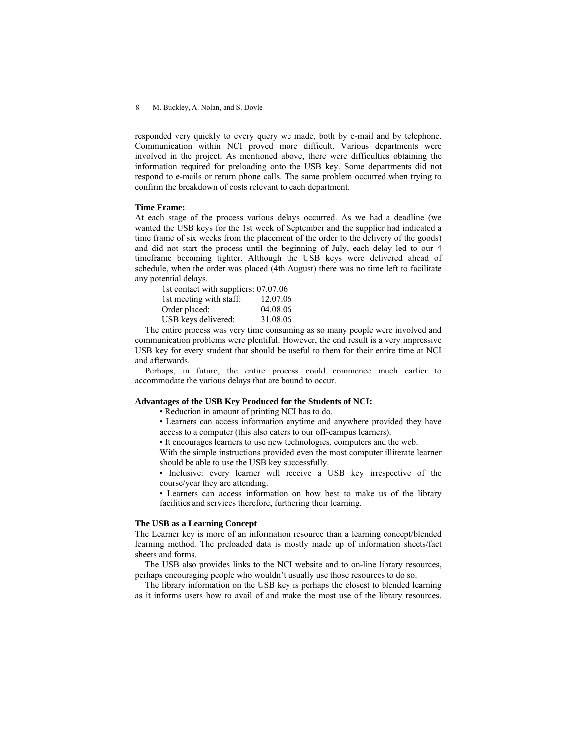responded very quickly to every query we made, both by e-mail and by telephone. Communication within NCI proved more difficult. Various departments were involved in the project. As mentioned above, there were difficulties obtaining the information required for preloading onto the USB key. Some departments did not respond to e-mails or return phone calls. The same problem occurred when trying to confirm the breakdown of costs relevant to each department.

**Time Frame:**

At each stage of the process various delays occurred. As we had a deadline (we wanted the USB keys for the 1st week of September and the supplier had indicated a time frame of six weeks from the placement of the order to the delivery of the goods) and did not start the process until the beginning of July, each delay led to our 4 timeframe becoming tighter. Although the USB keys were delivered ahead of schedule, when the order was placed (4th August) there was no time left to facilitate any potential delays.

1st contact with suppliers: 07.07.06
1st meeting with staff: 12.07.06
Order placed: 04.08.06
USB keys delivered: 31.08.06

The entire process was very time consuming as so many people were involved and communication problems were plentiful. However, the end result is a very impressive USB key for every student that should be useful to them for their entire time at NCI and afterwards.

Perhaps, in future, the entire process could commence much earlier to accommodate the various delays that are bound to occur.

**Advantages of the USB Key Produced for the Students of NCI:**

- Reduction in amount of printing NCI has to do.
- Learners can access information anytime and anywhere provided they have access to a computer (this also caters to our off-campus learners).
- It encourages learners to use new technologies, computers and the web. With the simple instructions provided even the most computer illiterate learner should be able to use the USB key successfully.
- Inclusive: every learner will receive a USB key irrespective of the course/year they are attending.
- Learners can access information on how best to make us of the library facilities and services therefore, furthering their learning.

**The USB as a Learning Concept**

The Learner key is more of an information resource than a learning concept/blended learning method. The preloaded data is mostly made up of information sheets/fact sheets and forms.

The USB also provides links to the NCI website and to on-line library resources, perhaps encouraging people who wouldn't usually use those resources to do so.

The library information on the USB key is perhaps the closest to blended learning as it informs users how to avail of and make the most use of the library resources.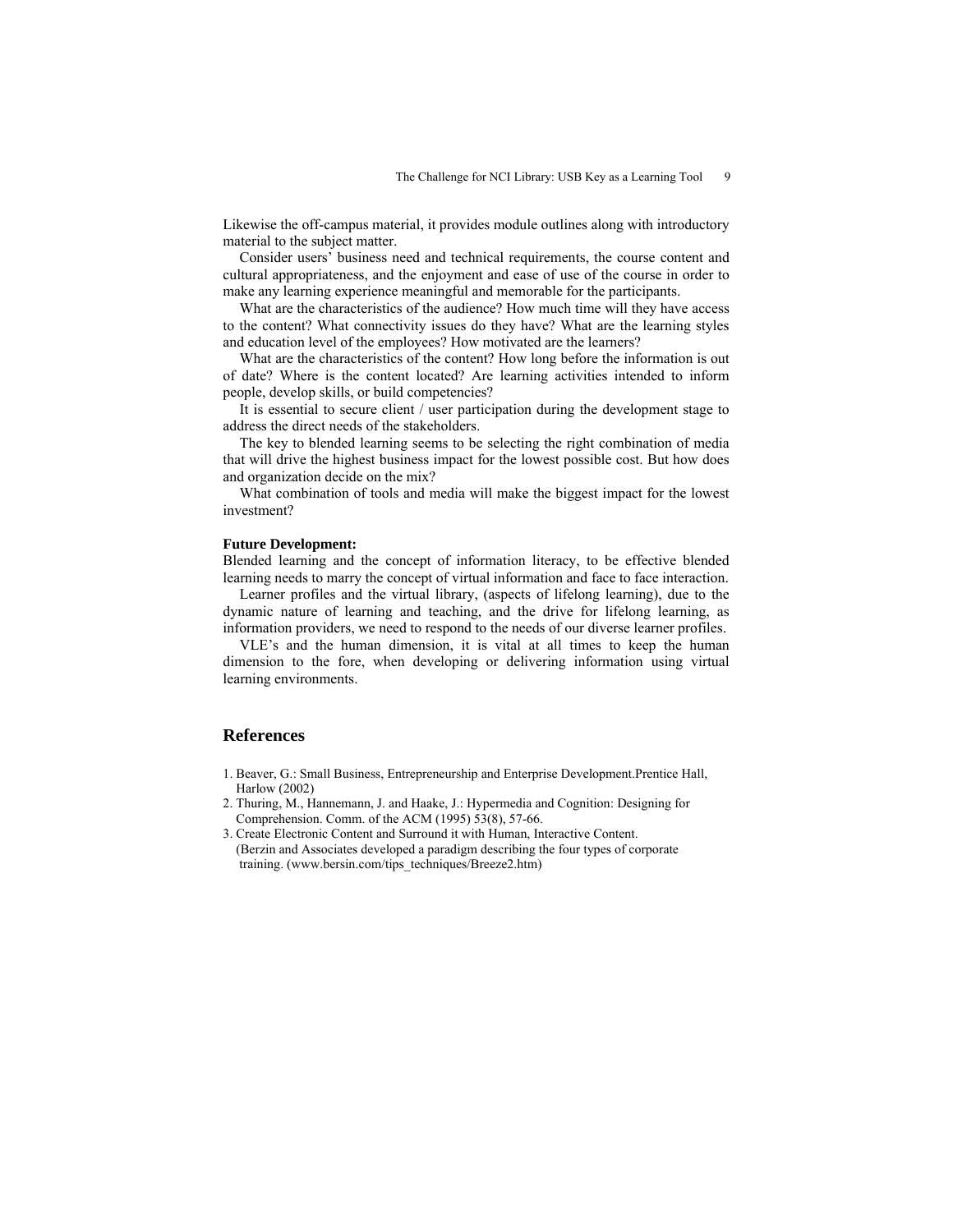Likewise the off-campus material, it provides module outlines along with introductory material to the subject matter.

Consider users' business need and technical requirements, the course content and cultural appropriateness, and the enjoyment and ease of use of the course in order to make any learning experience meaningful and memorable for the participants.

What are the characteristics of the audience? How much time will they have access to the content? What connectivity issues do they have? What are the learning styles and education level of the employees? How motivated are the learners?

What are the characteristics of the content? How long before the information is out of date? Where is the content located? Are learning activities intended to inform people, develop skills, or build competencies?

It is essential to secure client / user participation during the development stage to address the direct needs of the stakeholders.

The key to blended learning seems to be selecting the right combination of media that will drive the highest business impact for the lowest possible cost. But how does and organization decide on the mix?

What combination of tools and media will make the biggest impact for the lowest investment?

**Future Development:**

Blended learning and the concept of information literacy, to be effective blended learning needs to marry the concept of virtual information and face to face interaction.

Learner profiles and the virtual library, (aspects of lifelong learning), due to the dynamic nature of learning and teaching, and the drive for lifelong learning, as information providers, we need to respond to the needs of our diverse learner profiles.

VLE's and the human dimension, it is vital at all times to keep the human dimension to the fore, when developing or delivering information using virtual learning environments.

## References

1. Beaver, G.: Small Business, Entrepreneurship and Enterprise Development.Prentice Hall, Harlow (2002)
2. Thuring, M., Hannemann, J. and Haake, J.: Hypermedia and Cognition: Designing for Comprehension. Comm. of the ACM (1995) 53(8), 57-66.
3. Create Electronic Content and Surround it with Human, Interactive Content. (Berzin and Associates developed a paradigm describing the four types of corporate training. (www.bersin.com/tips_techniques/Breeze2.htm)